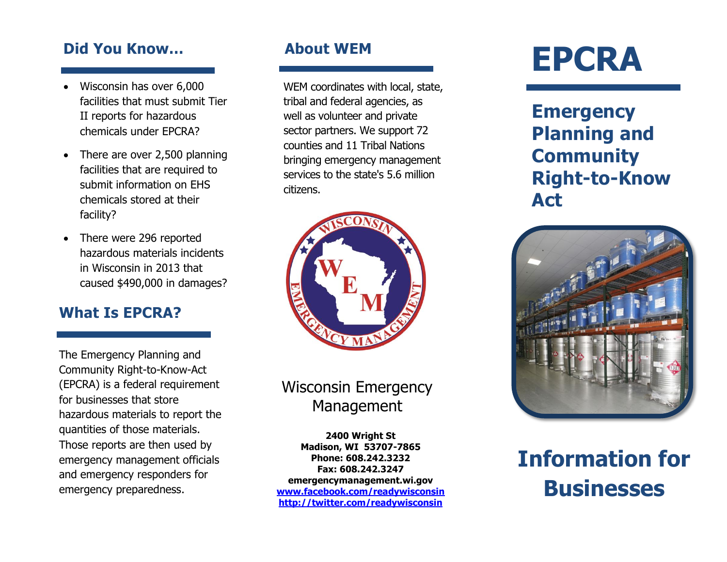## Did You Know…

- Wisconsin has over 6,000 facilities that must submit Tier II reports for hazardous chemicals under EPCRA?
- There are over 2,500 planning facilities that are required to submit information on EHS chemicals stored at their facility?
- There were 296 reported hazardous materials incidents in Wisconsin in 2013 that caused $490,000 in damages?

## What Is EPCRA?

The Emergency Planning and Community Right-to-Know-Act (EPCRA) is a federal requirement for businesses that store hazardous materials to report the quantities of those materials. Those reports are then used by emergency management officials and emergency responders for emergency preparedness.

## About WEM

WEM coordinates with local, state, tribal and federal agencies, as well as volunteer and private sector partners. We support 72 counties and 11 Tribal Nations bringing emergency management services to the state's 5.6 million citizens.

Wisconsin Emergency Management

**2400 Wright St**
**Madison, WI 53707-7865**
**Phone: 608.242.3232**
**Fax: 608.242.3247**
**emergencymanagement.wi.gov**
**www.facebook.com/readywisconsin**
**http://twitter.com/readywisconsin**

# EPCRA

## Emergency Planning and Community Right-to-Know Act

# Information for Businesses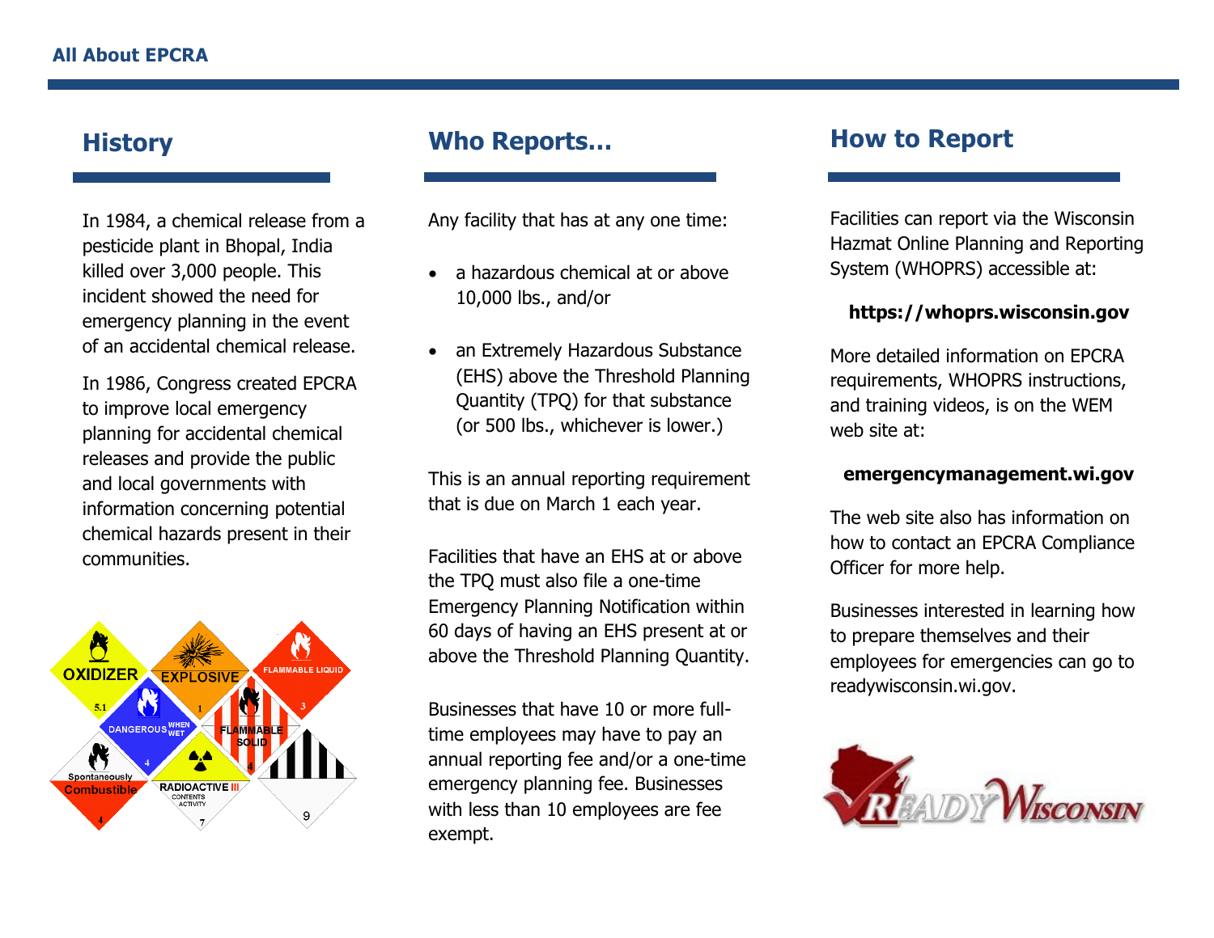## History

In 1984, a chemical release from a pesticide plant in Bhopal, India killed over 3,000 people. This incident showed the need for emergency planning in the event of an accidental chemical release.

In 1986, Congress created EPCRA to improve local emergency planning for accidental chemical releases and provide the public and local governments with information concerning potential chemical hazards present in their communities.

## Who Reports…

Any facility that has at any one time:

- a hazardous chemical at or above 10,000 lbs., and/or
- an Extremely Hazardous Substance (EHS) above the Threshold Planning Quantity (TPQ) for that substance (or 500 lbs., whichever is lower.)

This is an annual reporting requirement that is due on March 1 each year.

Facilities that have an EHS at or above the TPQ must also file a one-time Emergency Planning Notification within 60 days of having an EHS present at or above the Threshold Planning Quantity.

Businesses that have 10 or more full-time employees may have to pay an annual reporting fee and/or a one-time emergency planning fee. Businesses with less than 10 employees are fee exempt.

## How to Report

Facilities can report via the Wisconsin Hazmat Online Planning and Reporting System (WHOPRS) accessible at:

**https://whoprs.wisconsin.gov**

More detailed information on EPCRA requirements, WHOPRS instructions, and training videos, is on the WEM web site at:

**emergencymanagement.wi.gov**

The web site also has information on how to contact an EPCRA Compliance Officer for more help.

Businesses interested in learning how to prepare themselves and their employees for emergencies can go to readywisconsin.wi.gov.